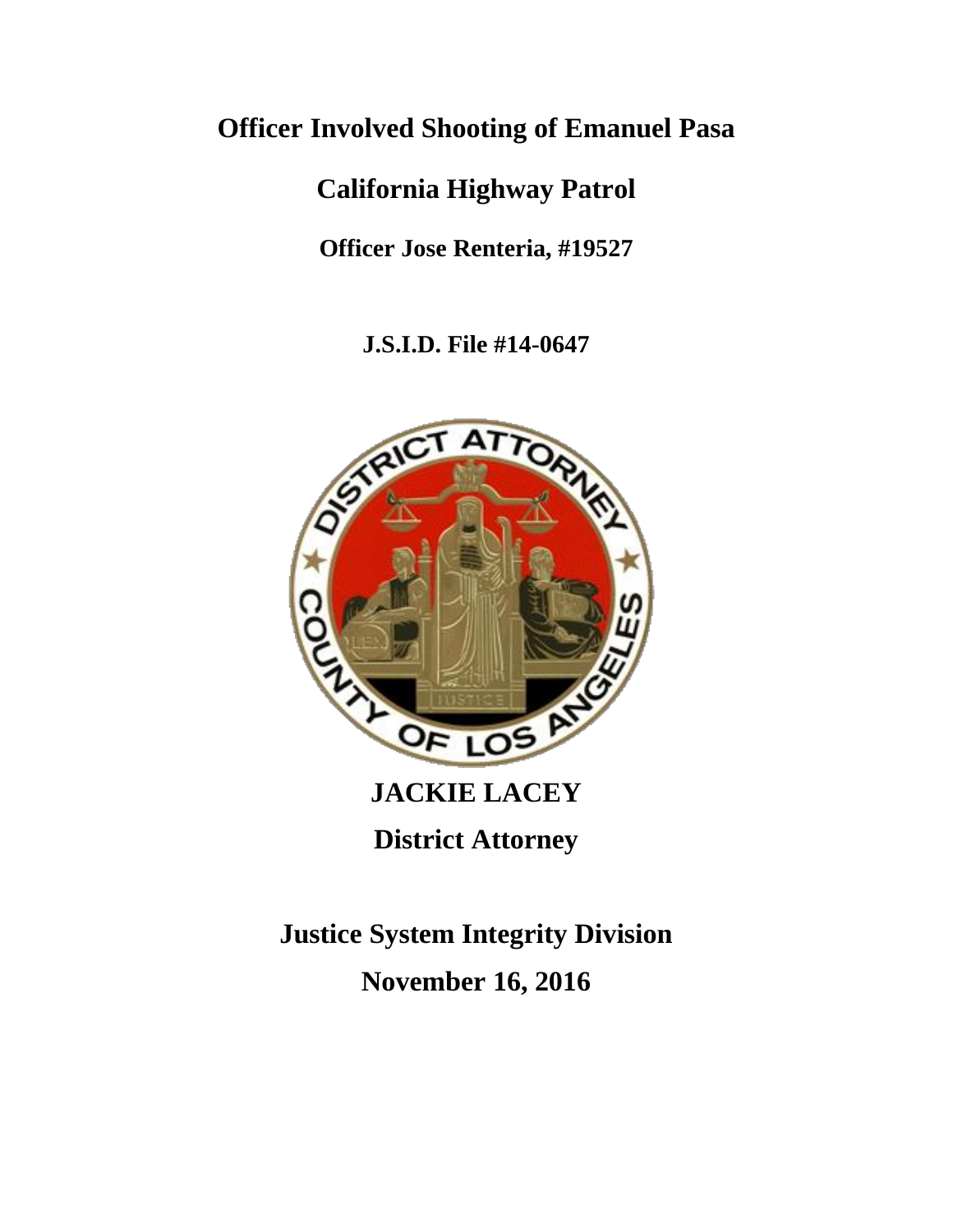# Officer Involved Shooting of Emanuel Pasa

## California Highway Patrol

### Officer Jose Renteria, #19527

**J.S.I.D. File #14-0647**

## JACKIE LACEY

## District Attorney

## Justice System Integrity Division

## November 16, 2016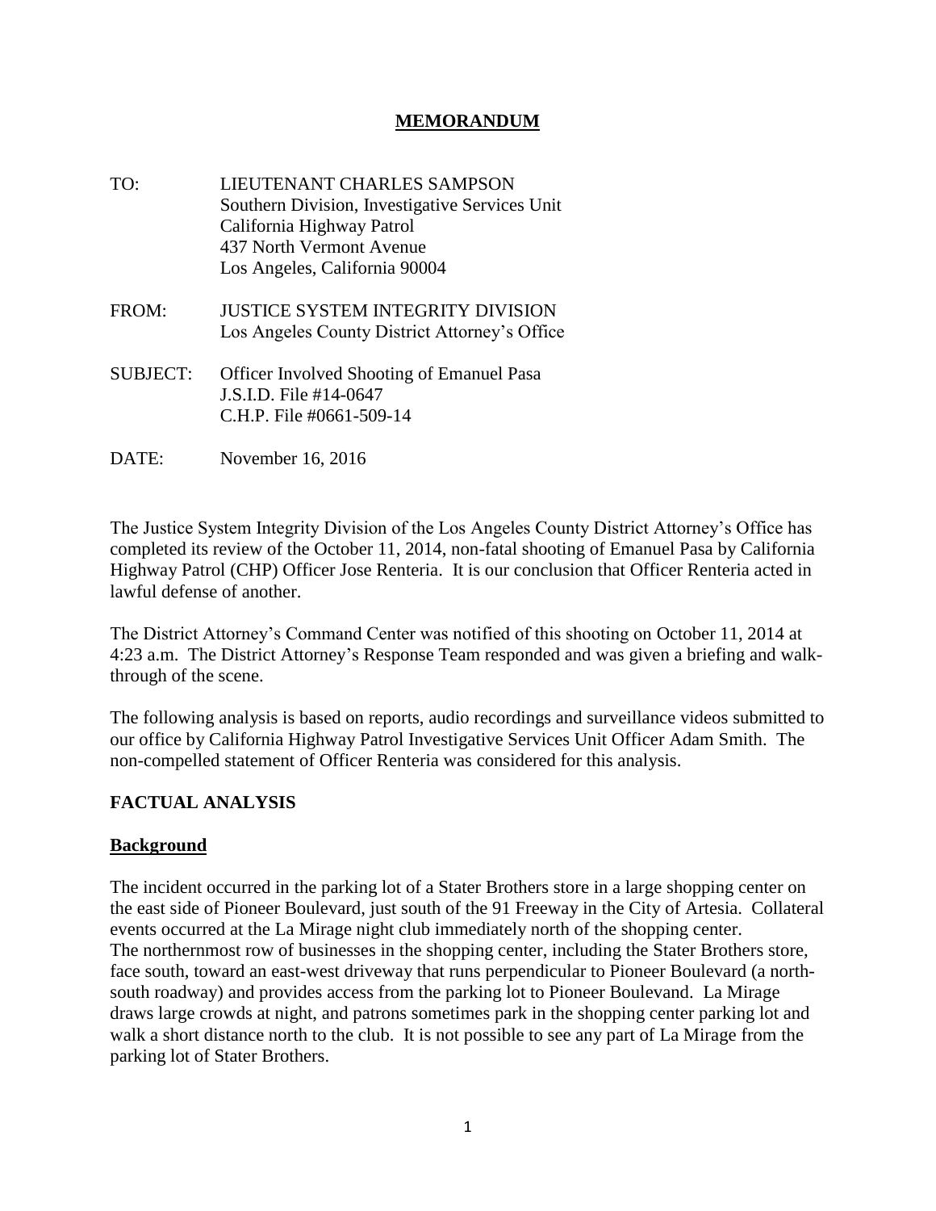# MEMORANDUM

TO: LIEUTENANT CHARLES SAMPSON
Southern Division, Investigative Services Unit
California Highway Patrol
437 North Vermont Avenue
Los Angeles, California 90004

FROM: JUSTICE SYSTEM INTEGRITY DIVISION
Los Angeles County District Attorney's Office

SUBJECT: Officer Involved Shooting of Emanuel Pasa
J.S.I.D. File #14-0647
C.H.P. File #0661-509-14

DATE: November 16, 2016

The Justice System Integrity Division of the Los Angeles County District Attorney's Office has completed its review of the October 11, 2014, non-fatal shooting of Emanuel Pasa by California Highway Patrol (CHP) Officer Jose Renteria. It is our conclusion that Officer Renteria acted in lawful defense of another.

The District Attorney's Command Center was notified of this shooting on October 11, 2014 at 4:23 a.m. The District Attorney's Response Team responded and was given a briefing and walk-through of the scene.

The following analysis is based on reports, audio recordings and surveillance videos submitted to our office by California Highway Patrol Investigative Services Unit Officer Adam Smith. The non-compelled statement of Officer Renteria was considered for this analysis.

## FACTUAL ANALYSIS

### Background

The incident occurred in the parking lot of a Stater Brothers store in a large shopping center on the east side of Pioneer Boulevard, just south of the 91 Freeway in the City of Artesia. Collateral events occurred at the La Mirage night club immediately north of the shopping center.
The northernmost row of businesses in the shopping center, including the Stater Brothers store, face south, toward an east-west driveway that runs perpendicular to Pioneer Boulevard (a north-south roadway) and provides access from the parking lot to Pioneer Boulevand. La Mirage draws large crowds at night, and patrons sometimes park in the shopping center parking lot and walk a short distance north to the club. It is not possible to see any part of La Mirage from the parking lot of Stater Brothers.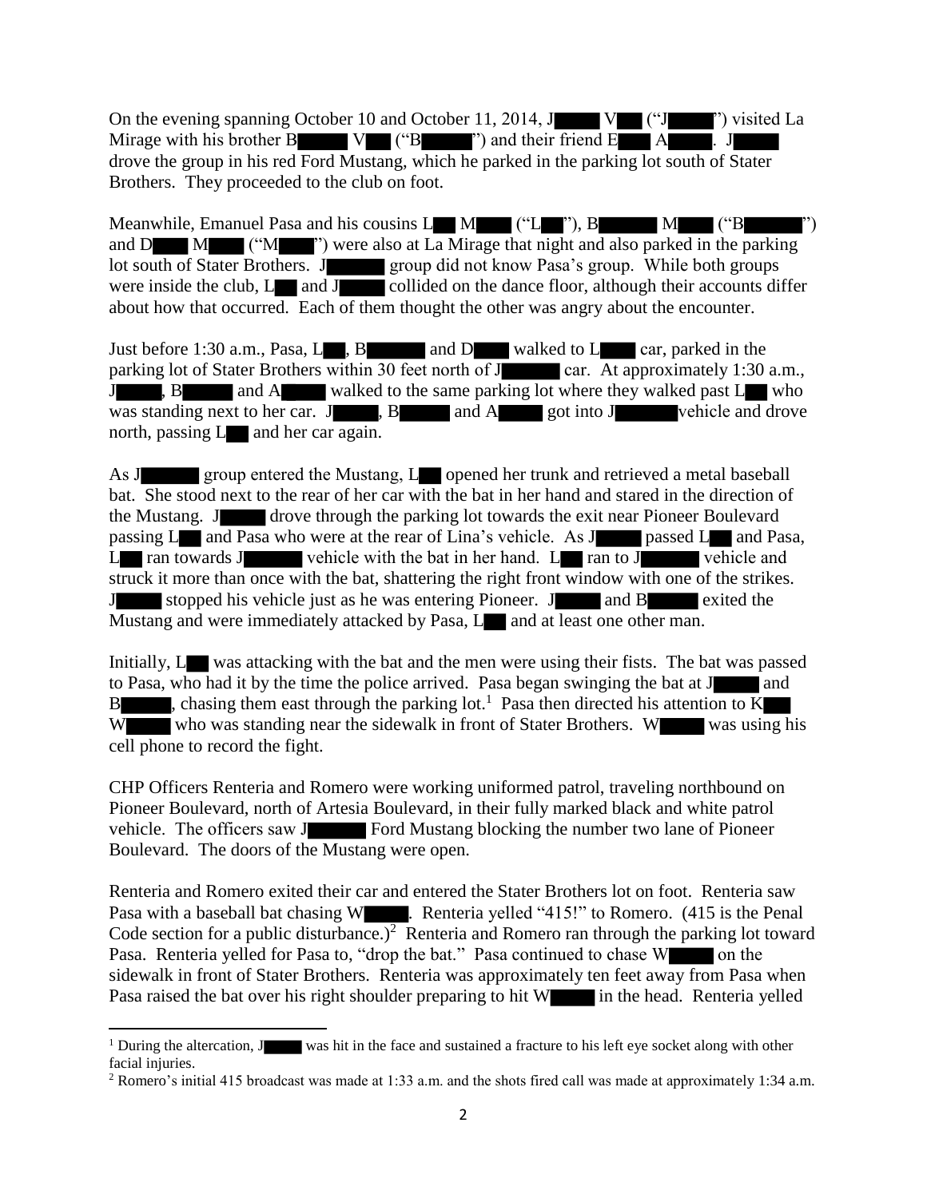On the evening spanning October 10 and October 11, 2014, J V ("J ") visited La Mirage with his brother B V ("B ") and their friend E A . J drove the group in his red Ford Mustang, which he parked in the parking lot south of Stater Brothers. They proceeded to the club on foot.

Meanwhile, Emanuel Pasa and his cousins L M ("L "), B M ("B ") and D M ("M ") were also at La Mirage that night and also parked in the parking lot south of Stater Brothers. J group did not know Pasa's group. While both groups were inside the club, L and J collided on the dance floor, although their accounts differ about how that occurred. Each of them thought the other was angry about the encounter.

Just before 1:30 a.m., Pasa, L , B and D walked to L car, parked in the parking lot of Stater Brothers within 30 feet north of J car. At approximately 1:30 a.m., J , B and A walked to the same parking lot where they walked past L who was standing next to her car. J , B and A got into J vehicle and drove north, passing L and her car again.

As J group entered the Mustang, L opened her trunk and retrieved a metal baseball bat. She stood next to the rear of her car with the bat in her hand and stared in the direction of the Mustang. J drove through the parking lot towards the exit near Pioneer Boulevard passing L and Pasa who were at the rear of Lina's vehicle. As J passed L and Pasa, L ran towards J vehicle with the bat in her hand. L ran to J vehicle and struck it more than once with the bat, shattering the right front window with one of the strikes. J stopped his vehicle just as he was entering Pioneer. J and B exited the Mustang and were immediately attacked by Pasa, L and at least one other man.

Initially, L was attacking with the bat and the men were using their fists. The bat was passed to Pasa, who had it by the time the police arrived. Pasa began swinging the bat at J and B , chasing them east through the parking lot.[1] Pasa then directed his attention to K W who was standing near the sidewalk in front of Stater Brothers. W was using his cell phone to record the fight.

CHP Officers Renteria and Romero were working uniformed patrol, traveling northbound on Pioneer Boulevard, north of Artesia Boulevard, in their fully marked black and white patrol vehicle. The officers saw J Ford Mustang blocking the number two lane of Pioneer Boulevard. The doors of the Mustang were open.

Renteria and Romero exited their car and entered the Stater Brothers lot on foot. Renteria saw Pasa with a baseball bat chasing W . Renteria yelled "415!" to Romero. (415 is the Penal Code section for a public disturbance.)[2] Renteria and Romero ran through the parking lot toward Pasa. Renteria yelled for Pasa to, "drop the bat." Pasa continued to chase W on the sidewalk in front of Stater Brothers. Renteria was approximately ten feet away from Pasa when Pasa raised the bat over his right shoulder preparing to hit W in the head. Renteria yelled

[1] During the altercation, J was hit in the face and sustained a fracture to his left eye socket along with other facial injuries.

[2] Romero's initial 415 broadcast was made at 1:33 a.m. and the shots fired call was made at approximately 1:34 a.m.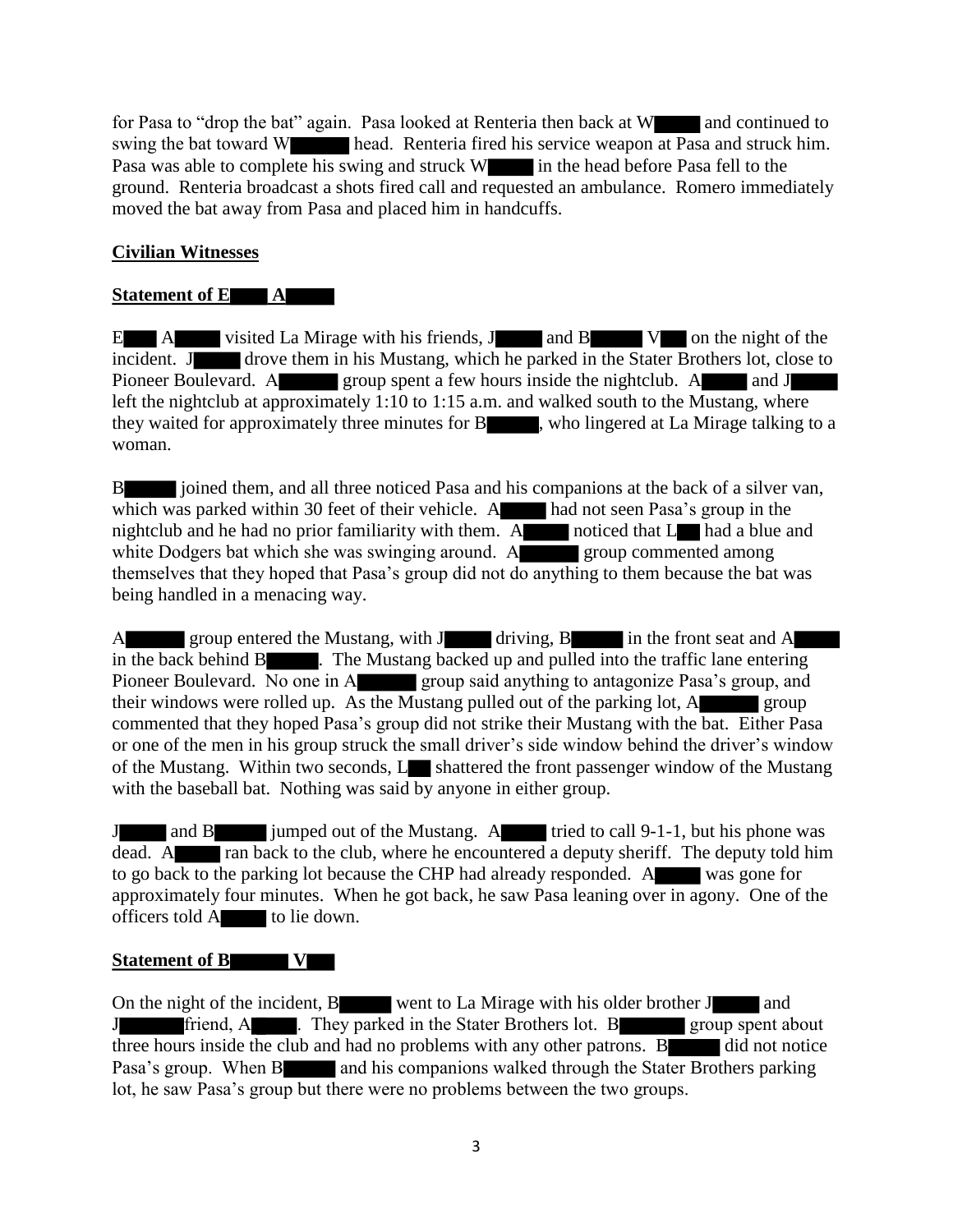for Pasa to "drop the bat" again. Pasa looked at Renteria then back at W and continued to swing the bat toward W head. Renteria fired his service weapon at Pasa and struck him. Pasa was able to complete his swing and struck W in the head before Pasa fell to the ground. Renteria broadcast a shots fired call and requested an ambulance. Romero immediately moved the bat away from Pasa and placed him in handcuffs.

**Civilian Witnesses**

**Statement of E A**

E A visited La Mirage with his friends, J and B V on the night of the incident. J drove them in his Mustang, which he parked in the Stater Brothers lot, close to Pioneer Boulevard. A group spent a few hours inside the nightclub. A and J left the nightclub at approximately 1:10 to 1:15 a.m. and walked south to the Mustang, where they waited for approximately three minutes for B , who lingered at La Mirage talking to a woman.

B joined them, and all three noticed Pasa and his companions at the back of a silver van, which was parked within 30 feet of their vehicle. A had not seen Pasa's group in the nightclub and he had no prior familiarity with them. A noticed that L had a blue and white Dodgers bat which she was swinging around. A group commented among themselves that they hoped that Pasa's group did not do anything to them because the bat was being handled in a menacing way.

A group entered the Mustang, with J driving, B in the front seat and A in the back behind B . The Mustang backed up and pulled into the traffic lane entering Pioneer Boulevard. No one in A group said anything to antagonize Pasa's group, and their windows were rolled up. As the Mustang pulled out of the parking lot, A group commented that they hoped Pasa's group did not strike their Mustang with the bat. Either Pasa or one of the men in his group struck the small driver's side window behind the driver's window of the Mustang. Within two seconds, L shattered the front passenger window of the Mustang with the baseball bat. Nothing was said by anyone in either group.

J and B jumped out of the Mustang. A tried to call 9-1-1, but his phone was dead. A ran back to the club, where he encountered a deputy sheriff. The deputy told him to go back to the parking lot because the CHP had already responded. A was gone for approximately four minutes. When he got back, he saw Pasa leaning over in agony. One of the officers told A to lie down.

**Statement of B V**

On the night of the incident, B went to La Mirage with his older brother J and J friend, A . They parked in the Stater Brothers lot. B group spent about three hours inside the club and had no problems with any other patrons. B did not notice Pasa's group. When B and his companions walked through the Stater Brothers parking lot, he saw Pasa's group but there were no problems between the two groups.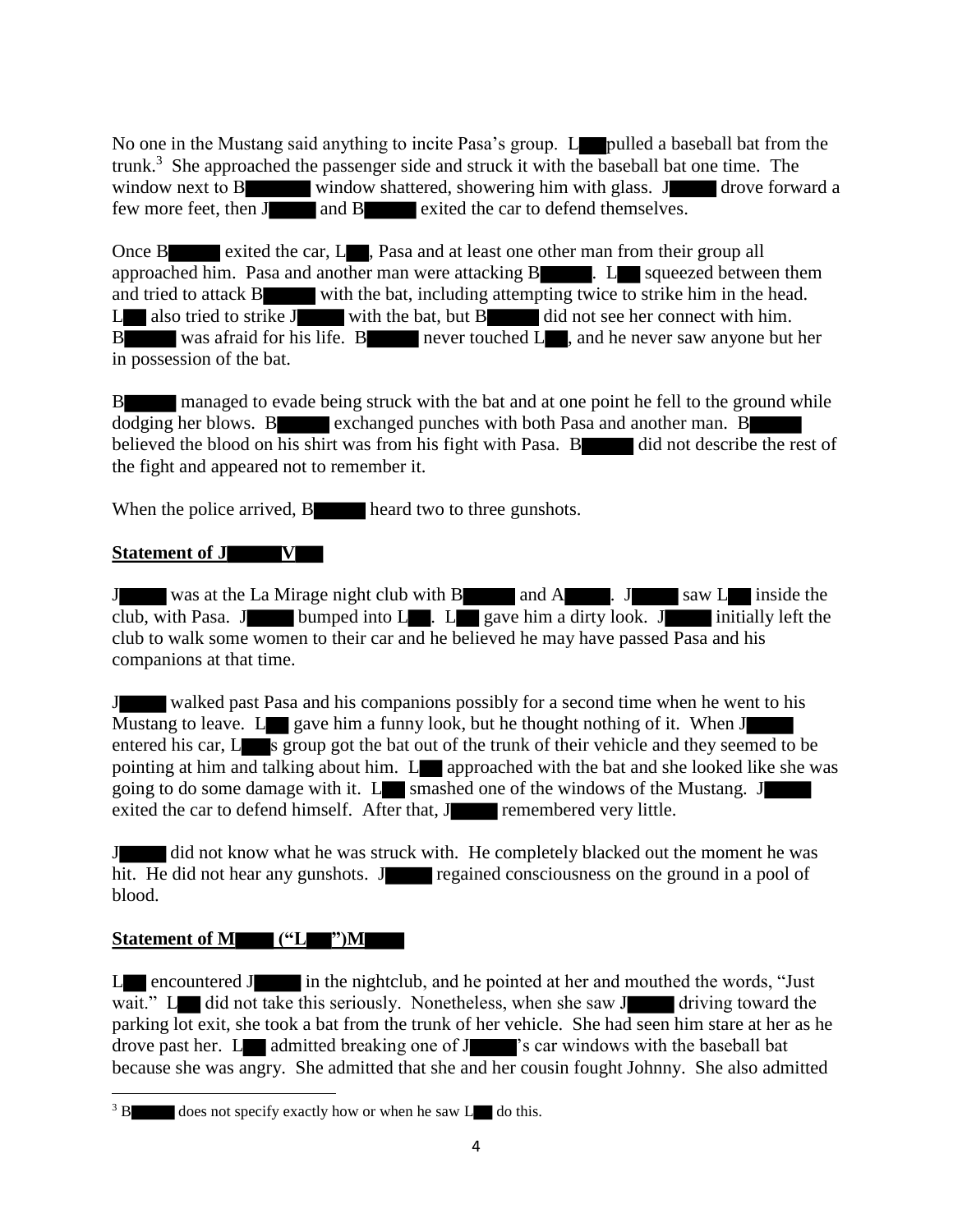No one in the Mustang said anything to incite Pasa's group. L pulled a baseball bat from the trunk.[3] She approached the passenger side and struck it with the baseball bat one time. The window next to B window shattered, showering him with glass. J drove forward a few more feet, then J and B exited the car to defend themselves.

Once B exited the car, L, Pasa and at least one other man from their group all approached him. Pasa and another man were attacking B. L squeezed between them and tried to attack B with the bat, including attempting twice to strike him in the head. L also tried to strike J with the bat, but B did not see her connect with him. B was afraid for his life. B never touched L, and he never saw anyone but her in possession of the bat.

B managed to evade being struck with the bat and at one point he fell to the ground while dodging her blows. B exchanged punches with both Pasa and another man. B believed the blood on his shirt was from his fight with Pasa. B did not describe the rest of the fight and appeared not to remember it.

When the police arrived, B heard two to three gunshots.

**Statement of J V**

J was at the La Mirage night club with B and A. J saw L inside the club, with Pasa. J bumped into L. L gave him a dirty look. J initially left the club to walk some women to their car and he believed he may have passed Pasa and his companions at that time.

J walked past Pasa and his companions possibly for a second time when he went to his Mustang to leave. L gave him a funny look, but he thought nothing of it. When J entered his car, L's group got the bat out of the trunk of their vehicle and they seemed to be pointing at him and talking about him. L approached with the bat and she looked like she was going to do some damage with it. L smashed one of the windows of the Mustang. J exited the car to defend himself. After that, J remembered very little.

J did not know what he was struck with. He completely blacked out the moment he was hit. He did not hear any gunshots. J regained consciousness on the ground in a pool of blood.

**Statement of M ("L") M**

L encountered J in the nightclub, and he pointed at her and mouthed the words, "Just wait." L did not take this seriously. Nonetheless, when she saw J driving toward the parking lot exit, she took a bat from the trunk of her vehicle. She had seen him stare at her as he drove past her. L admitted breaking one of J's car windows with the baseball bat because she was angry. She admitted that she and her cousin fought Johnny. She also admitted

---

[3] B does not specify exactly how or when he saw L do this.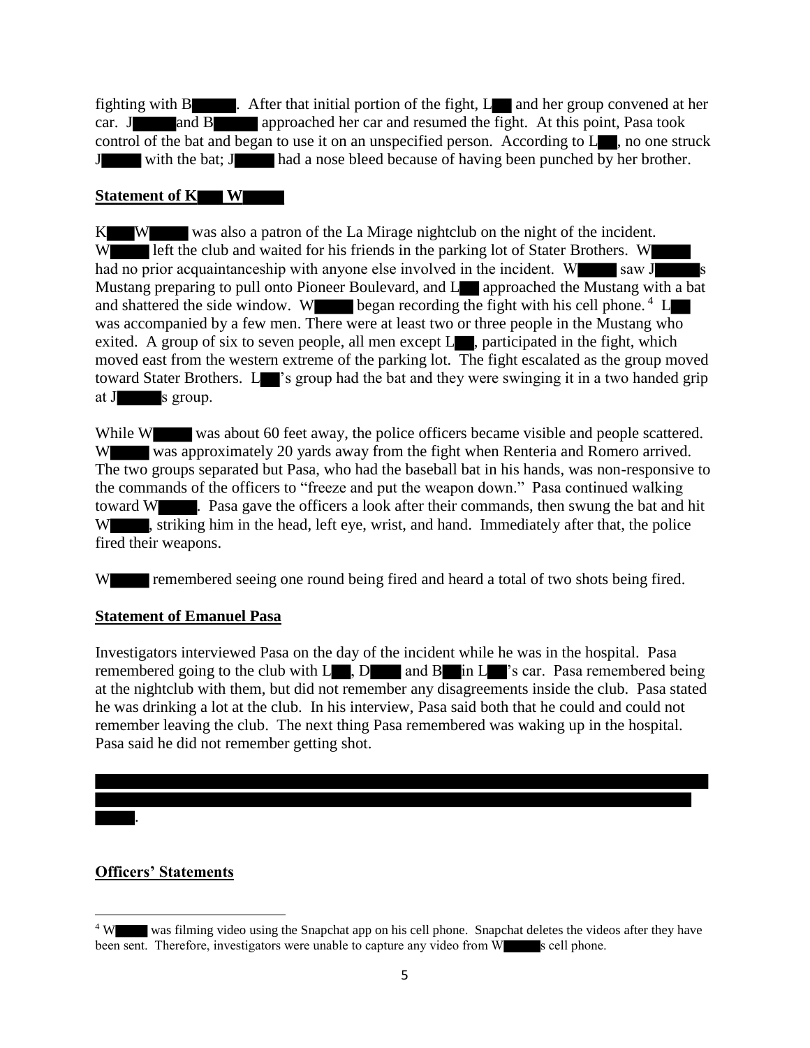fighting with B█████. After that initial portion of the fight, L███ and her group convened at her car. J█████ and B█████ approached her car and resumed the fight. At this point, Pasa took control of the bat and began to use it on an unspecified person. According to L███, no one struck J█████ with the bat; J█████ had a nose bleed because of having been punched by her brother.

## Statement of K███ W█████

K███ W█████ was also a patron of the La Mirage nightclub on the night of the incident. W█████ left the club and waited for his friends in the parking lot of Stater Brothers. W█████ had no prior acquaintanceship with anyone else involved in the incident. W█████ saw J█████s Mustang preparing to pull onto Pioneer Boulevard, and L███ approached the Mustang with a bat and shattered the side window. W█████ began recording the fight with his cell phone.[4] L███ was accompanied by a few men. There were at least two or three people in the Mustang who exited. A group of six to seven people, all men except L███, participated in the fight, which moved east from the western extreme of the parking lot. The fight escalated as the group moved toward Stater Brothers. L███'s group had the bat and they were swinging it in a two handed grip at J█████s group.

While W█████ was about 60 feet away, the police officers became visible and people scattered. W█████ was approximately 20 yards away from the fight when Renteria and Romero arrived. The two groups separated but Pasa, who had the baseball bat in his hands, was non-responsive to the commands of the officers to "freeze and put the weapon down." Pasa continued walking toward W█████. Pasa gave the officers a look after their commands, then swung the bat and hit W█████, striking him in the head, left eye, wrist, and hand. Immediately after that, the police fired their weapons.

W█████ remembered seeing one round being fired and heard a total of two shots being fired.

## Statement of Emanuel Pasa

Investigators interviewed Pasa on the day of the incident while he was in the hospital. Pasa remembered going to the club with L███, D████ and B███ in L███'s car. Pasa remembered being at the nightclub with them, but did not remember any disagreements inside the club. Pasa stated he was drinking a lot at the club. In his interview, Pasa said both that he could and could not remember leaving the club. The next thing Pasa remembered was waking up in the hospital. Pasa said he did not remember getting shot.

████████████████████████████████████████████████████████████████████████████████
████████████████████████████████████████████████████████████████████████████████
█████.

## Officers' Statements

---

[4] W█████ was filming video using the Snapchat app on his cell phone. Snapchat deletes the videos after they have been sent. Therefore, investigators were unable to capture any video from W█████s cell phone.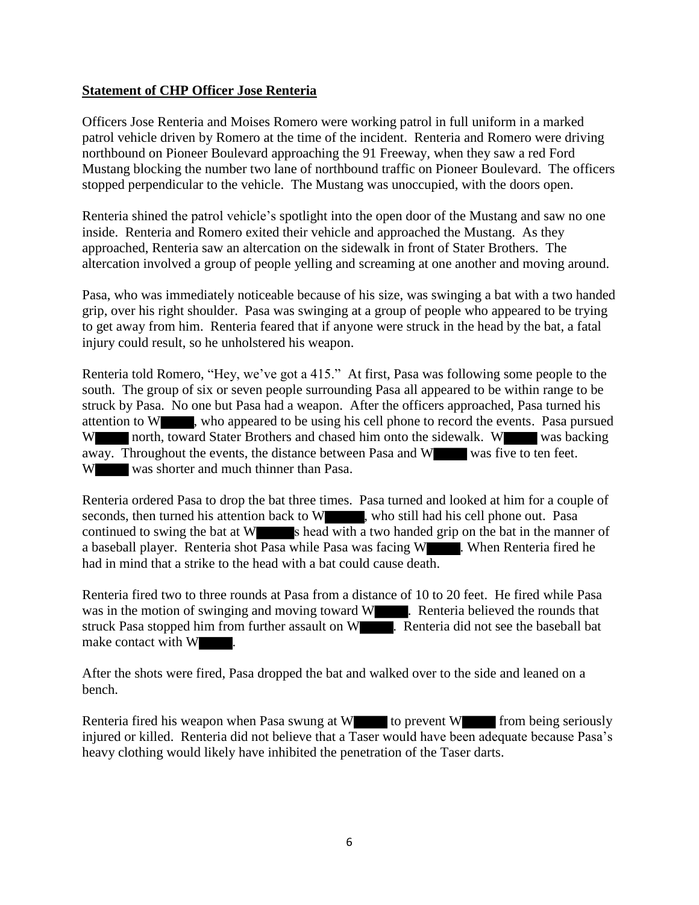**Statement of CHP Officer Jose Renteria**

Officers Jose Renteria and Moises Romero were working patrol in full uniform in a marked patrol vehicle driven by Romero at the time of the incident. Renteria and Romero were driving northbound on Pioneer Boulevard approaching the 91 Freeway, when they saw a red Ford Mustang blocking the number two lane of northbound traffic on Pioneer Boulevard. The officers stopped perpendicular to the vehicle. The Mustang was unoccupied, with the doors open.

Renteria shined the patrol vehicle's spotlight into the open door of the Mustang and saw no one inside. Renteria and Romero exited their vehicle and approached the Mustang. As they approached, Renteria saw an altercation on the sidewalk in front of Stater Brothers. The altercation involved a group of people yelling and screaming at one another and moving around.

Pasa, who was immediately noticeable because of his size, was swinging a bat with a two handed grip, over his right shoulder. Pasa was swinging at a group of people who appeared to be trying to get away from him. Renteria feared that if anyone were struck in the head by the bat, a fatal injury could result, so he unholstered his weapon.

Renteria told Romero, "Hey, we've got a 415." At first, Pasa was following some people to the south. The group of six or seven people surrounding Pasa all appeared to be within range to be struck by Pasa. No one but Pasa had a weapon. After the officers approached, Pasa turned his attention to W█████, who appeared to be using his cell phone to record the events. Pasa pursued W█████ north, toward Stater Brothers and chased him onto the sidewalk. W█████ was backing away. Throughout the events, the distance between Pasa and W█████ was five to ten feet. W█████ was shorter and much thinner than Pasa.

Renteria ordered Pasa to drop the bat three times. Pasa turned and looked at him for a couple of seconds, then turned his attention back to W█████, who still had his cell phone out. Pasa continued to swing the bat at W█████s head with a two handed grip on the bat in the manner of a baseball player. Renteria shot Pasa while Pasa was facing W█████. When Renteria fired he had in mind that a strike to the head with a bat could cause death.

Renteria fired two to three rounds at Pasa from a distance of 10 to 20 feet. He fired while Pasa was in the motion of swinging and moving toward W█████. Renteria believed the rounds that struck Pasa stopped him from further assault on W█████. Renteria did not see the baseball bat make contact with W█████.

After the shots were fired, Pasa dropped the bat and walked over to the side and leaned on a bench.

Renteria fired his weapon when Pasa swung at W█████ to prevent W█████ from being seriously injured or killed. Renteria did not believe that a Taser would have been adequate because Pasa's heavy clothing would likely have inhibited the penetration of the Taser darts.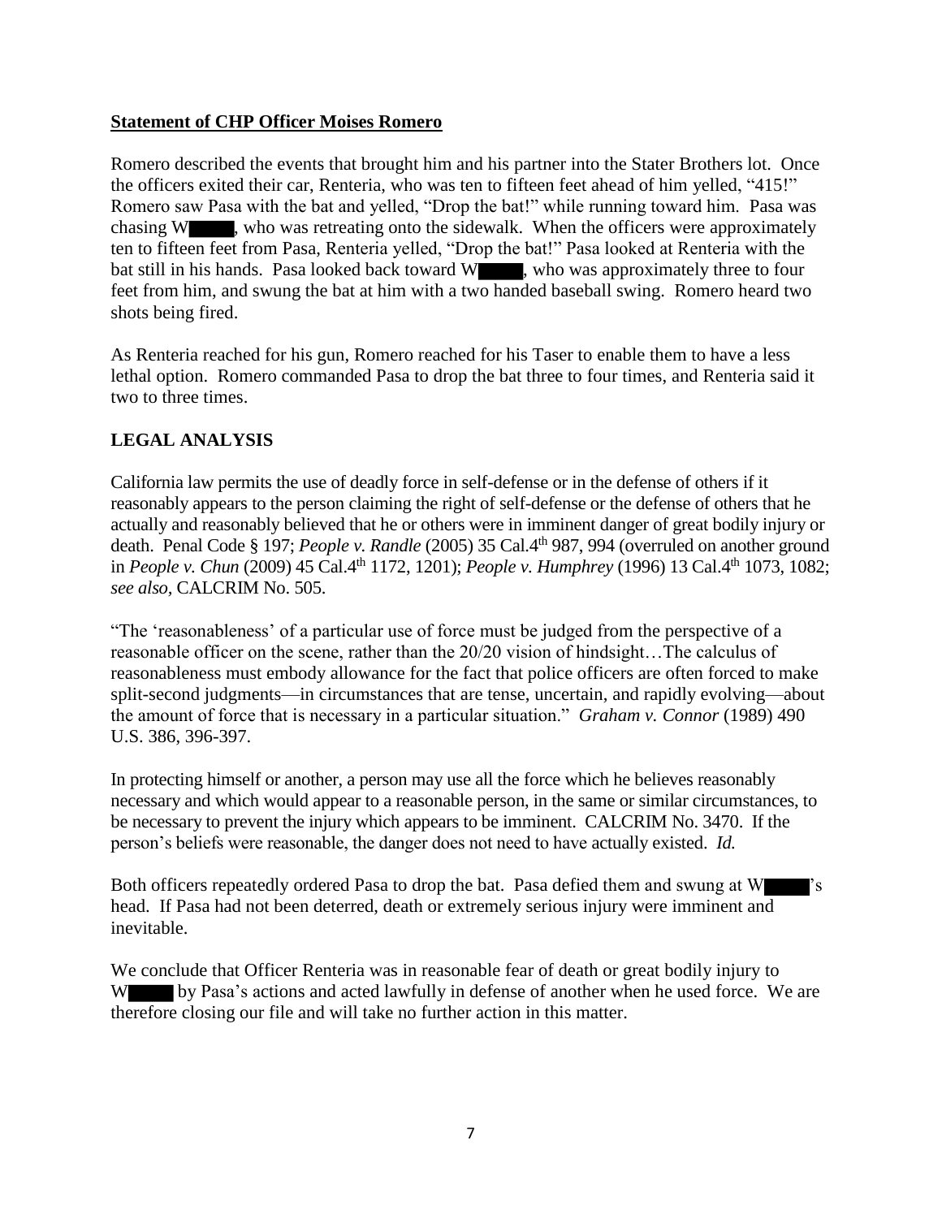**Statement of CHP Officer Moises Romero**

Romero described the events that brought him and his partner into the Stater Brothers lot. Once the officers exited their car, Renteria, who was ten to fifteen feet ahead of him yelled, "415!" Romero saw Pasa with the bat and yelled, "Drop the bat!" while running toward him. Pasa was chasing W█████, who was retreating onto the sidewalk. When the officers were approximately ten to fifteen feet from Pasa, Renteria yelled, "Drop the bat!" Pasa looked at Renteria with the bat still in his hands. Pasa looked back toward W█████, who was approximately three to four feet from him, and swung the bat at him with a two handed baseball swing. Romero heard two shots being fired.

As Renteria reached for his gun, Romero reached for his Taser to enable them to have a less lethal option. Romero commanded Pasa to drop the bat three to four times, and Renteria said it two to three times.

## LEGAL ANALYSIS

California law permits the use of deadly force in self-defense or in the defense of others if it reasonably appears to the person claiming the right of self-defense or the defense of others that he actually and reasonably believed that he or others were in imminent danger of great bodily injury or death. Penal Code § 197; *People v. Randle* (2005) 35 Cal.4th 987, 994 (overruled on another ground in *People v. Chun* (2009) 45 Cal.4th 1172, 1201); *People v. Humphrey* (1996) 13 Cal.4th 1073, 1082; *see also,* CALCRIM No. 505.

"The 'reasonableness' of a particular use of force must be judged from the perspective of a reasonable officer on the scene, rather than the 20/20 vision of hindsight…The calculus of reasonableness must embody allowance for the fact that police officers are often forced to make split-second judgments—in circumstances that are tense, uncertain, and rapidly evolving—about the amount of force that is necessary in a particular situation." *Graham v. Connor* (1989) 490 U.S. 386, 396-397.

In protecting himself or another, a person may use all the force which he believes reasonably necessary and which would appear to a reasonable person, in the same or similar circumstances, to be necessary to prevent the injury which appears to be imminent. CALCRIM No. 3470. If the person's beliefs were reasonable, the danger does not need to have actually existed. *Id.*

Both officers repeatedly ordered Pasa to drop the bat. Pasa defied them and swung at W█████'s head. If Pasa had not been deterred, death or extremely serious injury were imminent and inevitable.

We conclude that Officer Renteria was in reasonable fear of death or great bodily injury to W█████ by Pasa's actions and acted lawfully in defense of another when he used force. We are therefore closing our file and will take no further action in this matter.